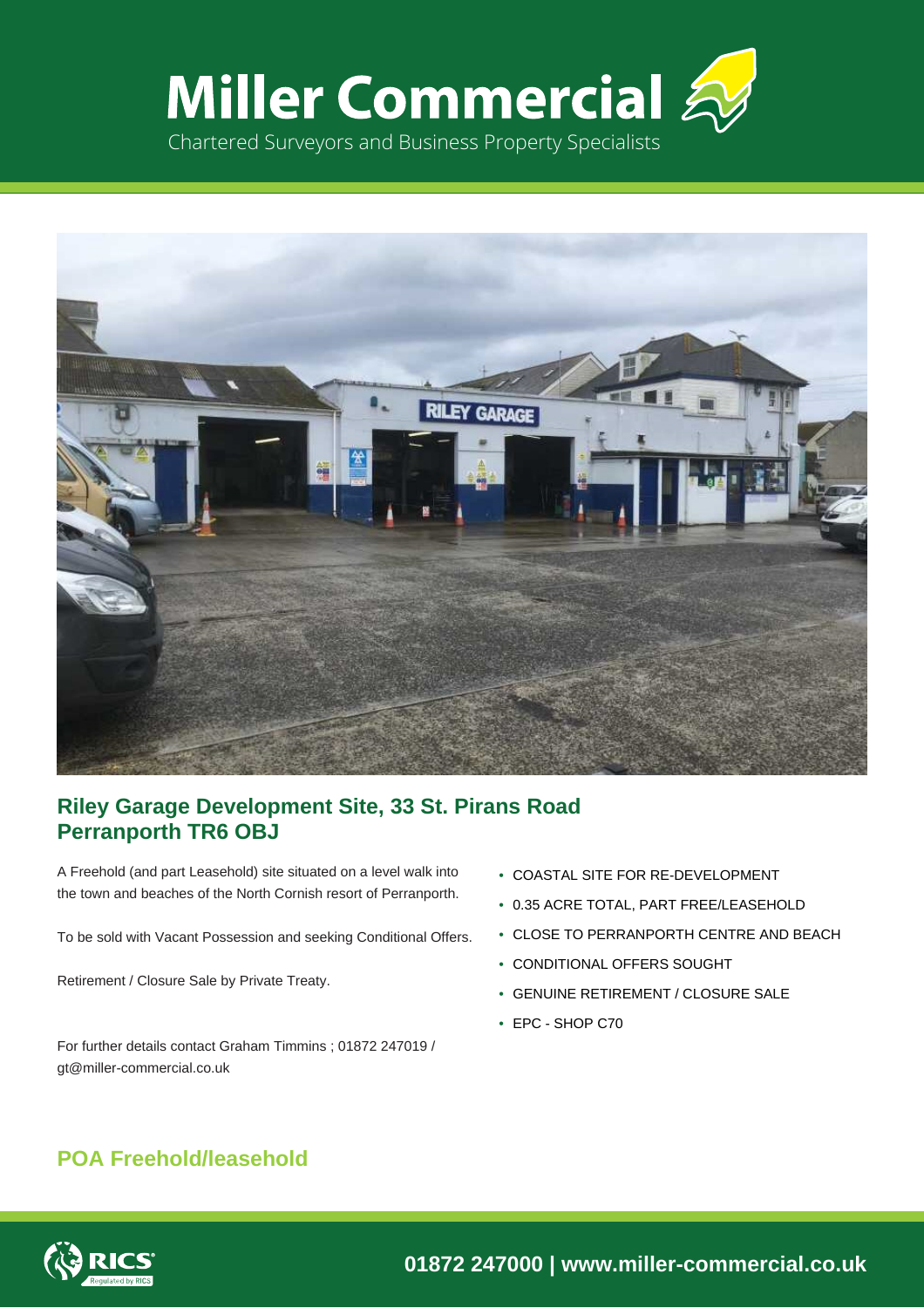# Miller Commercial

Chartered Surveyors and Business Property Specialists

## Riley Garage Development Site, 33 St. Pirans Road Perranporth TR6 OBJ

A Freehold (and part Leasehold) site situated on a level walk into the town and beaches of the North Cornish resort of Perranporth.

To be sold with Vacant Possession and seeking Conditional Offers.

Retirement / Closure Sale by Private Treaty.

For further details contact Graham Timmins ; 01872 247019 / gt@miller-commercial.co.uk

- COASTAL SITE FOR RE-DEVELOPMENT
- 0.35 ACRE TOTAL, PART FREE/LEASEHOLD
- CLOSE TO PERRANPORTH CENTRE AND BEACH
- CONDITIONAL OFFERS SOUGHT
- GENUINE RETIREMENT / CLOSURE SALE
- EPC - SHOP C70

## POA Freehold/leasehold

01872 247000 | www.miller-commercial.co.uk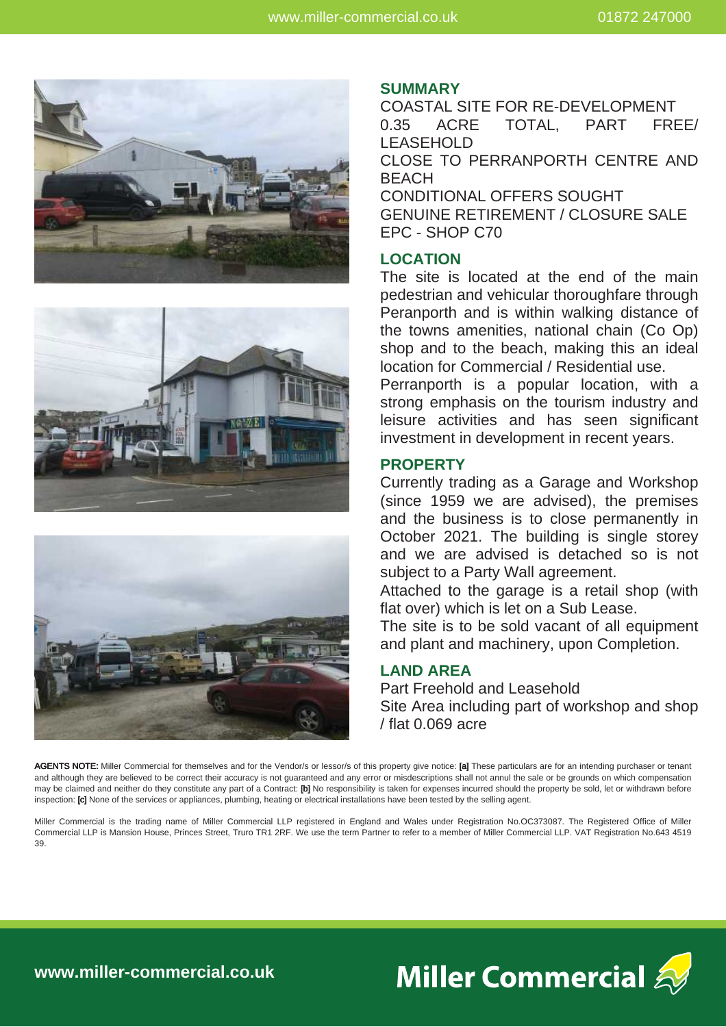## SUMMARY

COASTAL SITE FOR RE-DEVELOPMENT
0.35 ACRE TOTAL, PART FREE/ LEASEHOLD
CLOSE TO PERRANPORTH CENTRE AND BEACH
CONDITIONAL OFFERS SOUGHT
GENUINE RETIREMENT / CLOSURE SALE
EPC - SHOP C70

## LOCATION

The site is located at the end of the main pedestrian and vehicular thoroughfare through Peranporth and is within walking distance of the towns amenities, national chain (Co Op) shop and to the beach, making this an ideal location for Commercial / Residential use.

Perranporth is a popular location, with a strong emphasis on the tourism industry and leisure activities and has seen significant investment in development in recent years.

## PROPERTY

Currently trading as a Garage and Workshop (since 1959 we are advised), the premises and the business is to close permanently in October 2021. The building is single storey and we are advised is detached so is not subject to a Party Wall agreement.

Attached to the garage is a retail shop (with flat over) which is let on a Sub Lease.

The site is to be sold vacant of all equipment and plant and machinery, upon Completion.

## LAND AREA

Part Freehold and Leasehold
Site Area including part of workshop and shop / flat 0.069 acre

**AGENTS NOTE:** Miller Commercial for themselves and for the Vendor/s or lessor/s of this property give notice: **[a]** These particulars are for an intending purchaser or tenant and although they are believed to be correct their accuracy is not guaranteed and any error or misdescriptions shall not annul the sale or be grounds on which compensation may be claimed and neither do they constitute any part of a Contract: **[b]** No responsibility is taken for expenses incurred should the property be sold, let or withdrawn before inspection: **[c]** None of the services or appliances, plumbing, heating or electrical installations have been tested by the selling agent.

Miller Commercial is the trading name of Miller Commercial LLP registered in England and Wales under Registration No.OC373087. The Registered Office of Miller Commercial LLP is Mansion House, Princes Street, Truro TR1 2RF. We use the term Partner to refer to a member of Miller Commercial LLP. VAT Registration No.643 4519 39.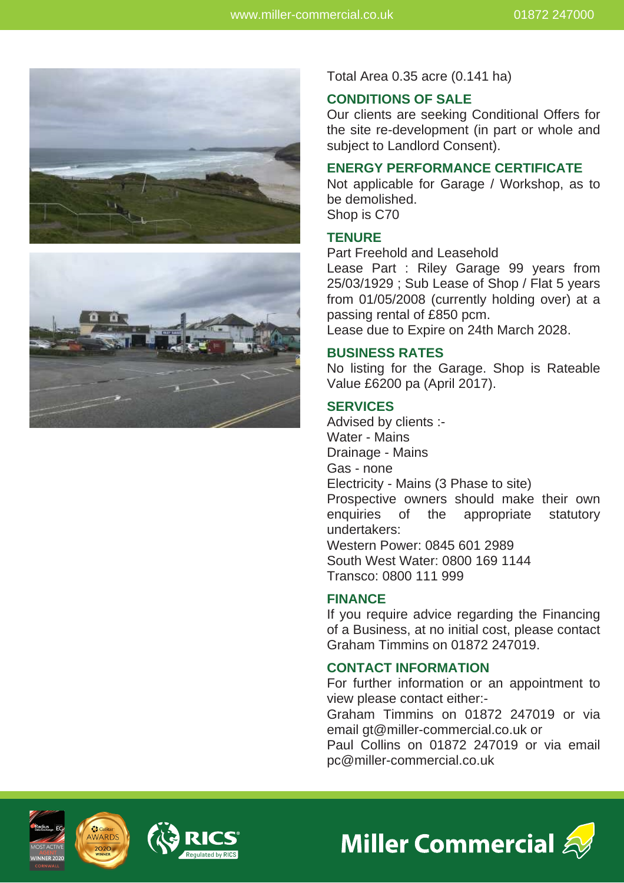Total Area 0.35 acre (0.141 ha)

## CONDITIONS OF SALE

Our clients are seeking Conditional Offers for the site re-development (in part or whole and subject to Landlord Consent).

## ENERGY PERFORMANCE CERTIFICATE

Not applicable for Garage / Workshop, as to be demolished.
Shop is C70

## TENURE

Part Freehold and Leasehold
Lease Part : Riley Garage 99 years from 25/03/1929 ; Sub Lease of Shop / Flat 5 years from 01/05/2008 (currently holding over) at a passing rental of £850 pcm.
Lease due to Expire on 24th March 2028.

## BUSINESS RATES

No listing for the Garage. Shop is Rateable Value £6200 pa (April 2017).

## SERVICES

Advised by clients :-
Water - Mains
Drainage - Mains
Gas - none
Electricity - Mains (3 Phase to site)
Prospective owners should make their own enquiries of the appropriate statutory undertakers:
Western Power: 0845 601 2989
South West Water: 0800 169 1144
Transco: 0800 111 999

## FINANCE

If you require advice regarding the Financing of a Business, at no initial cost, please contact Graham Timmins on 01872 247019.

## CONTACT INFORMATION

For further information or an appointment to view please contact either:-
Graham Timmins on 01872 247019 or via email gt@miller-commercial.co.uk or
Paul Collins on 01872 247019 or via email pc@miller-commercial.co.uk